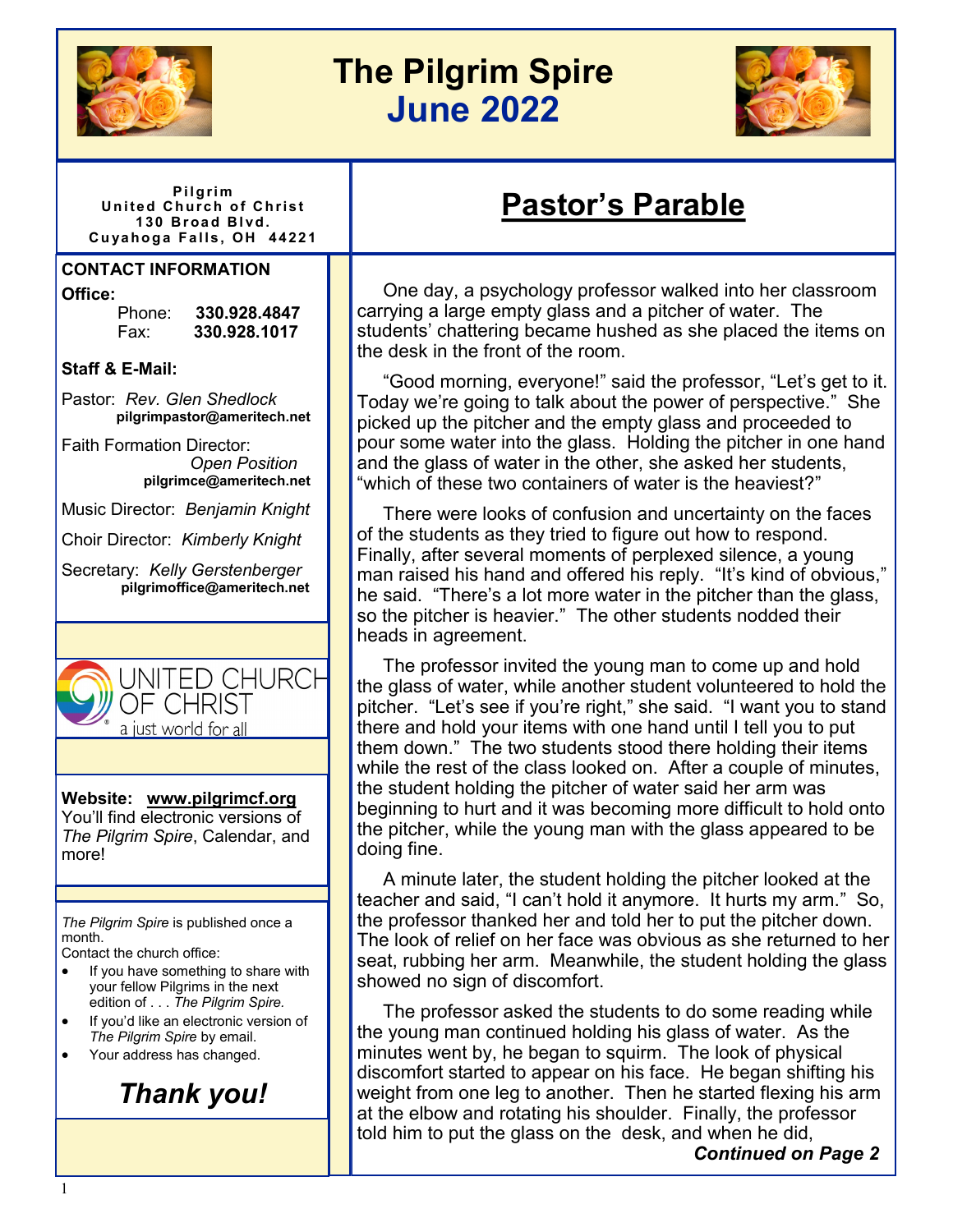# The Pilgrim Spire
## June 2022

**Pilgrim**
**United Church of Christ**
**130 Broad Blvd.**
**Cuyahoga Falls, OH 44221**

**CONTACT INFORMATION**

**Office:**
Phone: **330.928.4847**
Fax: **330.928.1017**

**Staff & E-Mail:**

Pastor: *Rev. Glen Shedlock*
**pilgrimpastor@ameritech.net**

Faith Formation Director: *Open Position*
**pilgrimce@ameritech.net**

Music Director: *Benjamin Knight*

Choir Director: *Kimberly Knight*

Secretary: *Kelly Gerstenberger*
**pilgrimoffice@ameritech.net**

UNITED CHURCH OF CHRIST
a just world for all

**Website: [www.pilgrimcf.org](http://www.pilgrimcf.org)**
You'll find electronic versions of *The Pilgrim Spire*, Calendar, and more!

*The Pilgrim Spire* is published once a month.
Contact the church office:

- If you have something to share with your fellow Pilgrims in the next edition of . . . *The Pilgrim Spire.*
- If you'd like an electronic version of *The Pilgrim Spire* by email.
- Your address has changed.

***Thank you!***

# Pastor's Parable

One day, a psychology professor walked into her classroom carrying a large empty glass and a pitcher of water. The students' chattering became hushed as she placed the items on the desk in the front of the room.

"Good morning, everyone!" said the professor, "Let's get to it. Today we're going to talk about the power of perspective." She picked up the pitcher and the empty glass and proceeded to pour some water into the glass. Holding the pitcher in one hand and the glass of water in the other, she asked her students, "which of these two containers of water is the heaviest?"

There were looks of confusion and uncertainty on the faces of the students as they tried to figure out how to respond. Finally, after several moments of perplexed silence, a young man raised his hand and offered his reply. "It's kind of obvious," he said. "There's a lot more water in the pitcher than the glass, so the pitcher is heavier." The other students nodded their heads in agreement.

The professor invited the young man to come up and hold the glass of water, while another student volunteered to hold the pitcher. "Let's see if you're right," she said. "I want you to stand there and hold your items with one hand until I tell you to put them down." The two students stood there holding their items while the rest of the class looked on. After a couple of minutes, the student holding the pitcher of water said her arm was beginning to hurt and it was becoming more difficult to hold onto the pitcher, while the young man with the glass appeared to be doing fine.

A minute later, the student holding the pitcher looked at the teacher and said, "I can't hold it anymore. It hurts my arm." So, the professor thanked her and told her to put the pitcher down. The look of relief on her face was obvious as she returned to her seat, rubbing her arm. Meanwhile, the student holding the glass showed no sign of discomfort.

The professor asked the students to do some reading while the young man continued holding his glass of water. As the minutes went by, he began to squirm. The look of physical discomfort started to appear on his face. He began shifting his weight from one leg to another. Then he started flexing his arm at the elbow and rotating his shoulder. Finally, the professor told him to put the glass on the desk, and when he did,

***Continued on Page 2***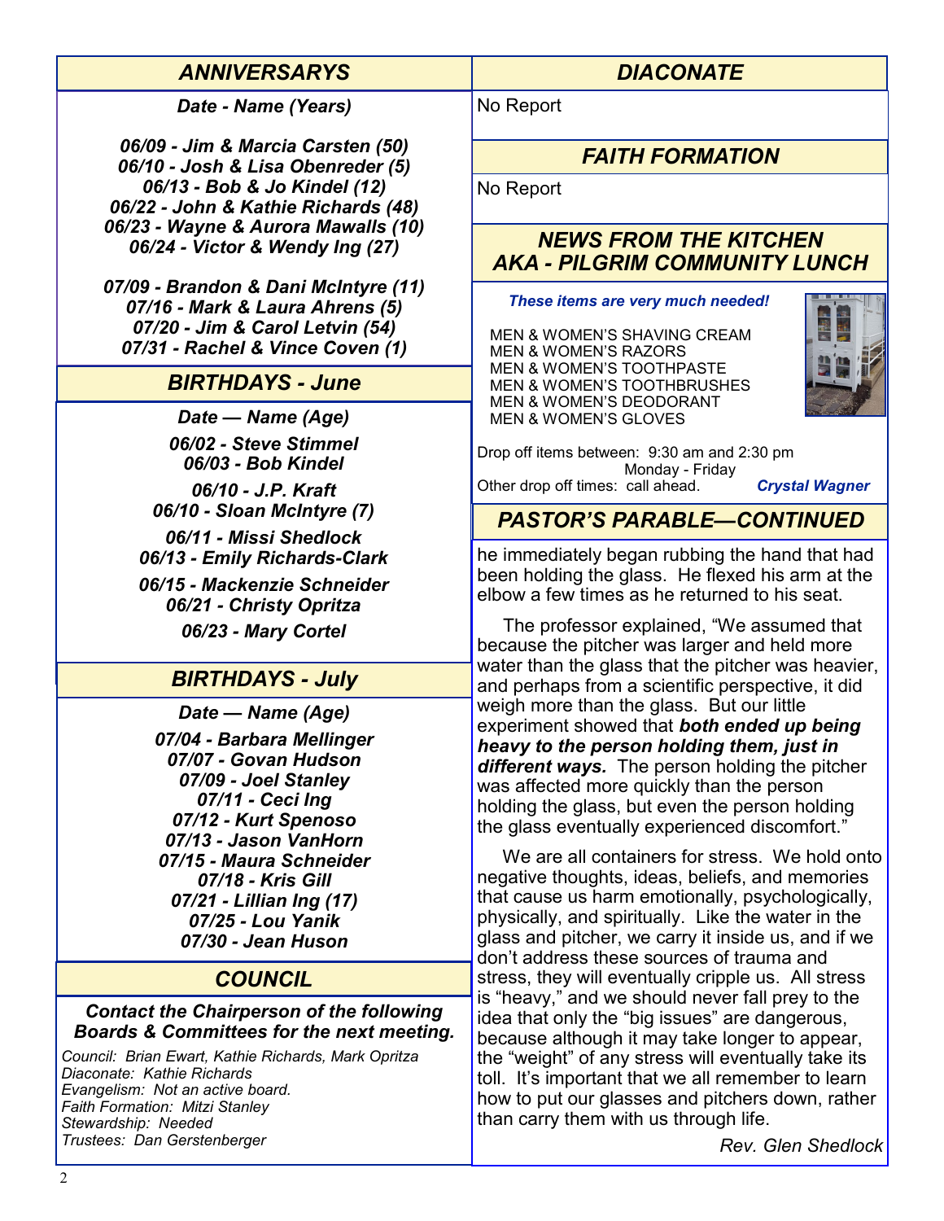## *ANNIVERSARYS*

***Date - Name (Years)***

***06/09 - Jim & Marcia Carsten (50)***
***06/10 - Josh & Lisa Obenreder (5)***
***06/13 - Bob & Jo Kindel (12)***
***06/22 - John & Kathie Richards (48)***
***06/23 - Wayne & Aurora Mawalls (10)***
***06/24 - Victor & Wendy Ing (27)***

***07/09 - Brandon & Dani McIntyre (11)***
***07/16 - Mark & Laura Ahrens (5)***
***07/20 - Jim & Carol Letvin (54)***
***07/31 - Rachel & Vince Coven (1)***

## *BIRTHDAYS - June*

***Date — Name (Age)***

***06/02 - Steve Stimmel***
***06/03 - Bob Kindel***
***06/10 - J.P. Kraft***
***06/10 - Sloan McIntyre (7)***
***06/11 - Missi Shedlock***
***06/13 - Emily Richards-Clark***
***06/15 - Mackenzie Schneider***
***06/21 - Christy Opritza***
***06/23 - Mary Cortel***

## *BIRTHDAYS - July*

***Date — Name (Age)***

***07/04 - Barbara Mellinger***
***07/07 - Govan Hudson***
***07/09 - Joel Stanley***
***07/11 - Ceci Ing***
***07/12 - Kurt Spenoso***
***07/13 - Jason VanHorn***
***07/15 - Maura Schneider***
***07/18 - Kris Gill***
***07/21 - Lillian Ing (17)***
***07/25 - Lou Yanik***
***07/30 - Jean Huson***

## *COUNCIL*

***Contact the Chairperson of the following Boards & Committees for the next meeting.***

*Council: Brian Ewart, Kathie Richards, Mark Opritza*
*Diaconate: Kathie Richards*
*Evangelism: Not an active board.*
*Faith Formation: Mitzi Stanley*
*Stewardship: Needed*
*Trustees: Dan Gerstenberger*

## *DIACONATE*

No Report

## *FAITH FORMATION*

No Report

## *NEWS FROM THE KITCHEN AKA - PILGRIM COMMUNITY LUNCH*

***These items are very much needed!***

MEN & WOMEN'S SHAVING CREAM
MEN & WOMEN'S RAZORS
MEN & WOMEN'S TOOTHPASTE
MEN & WOMEN'S TOOTHBRUSHES
MEN & WOMEN'S DEODORANT
MEN & WOMEN'S GLOVES

Drop off items between: 9:30 am and 2:30 pm
Monday - Friday
Other drop off times: call ahead.

***Crystal Wagner***

## *PASTOR'S PARABLE—CONTINUED*

he immediately began rubbing the hand that had been holding the glass. He flexed his arm at the elbow a few times as he returned to his seat.

The professor explained, "We assumed that because the pitcher was larger and held more water than the glass that the pitcher was heavier, and perhaps from a scientific perspective, it did weigh more than the glass. But our little experiment showed that ***both ended up being heavy to the person holding them, just in different ways.*** The person holding the pitcher was affected more quickly than the person holding the glass, but even the person holding the glass eventually experienced discomfort."

We are all containers for stress. We hold onto negative thoughts, ideas, beliefs, and memories that cause us harm emotionally, psychologically, physically, and spiritually. Like the water in the glass and pitcher, we carry it inside us, and if we don't address these sources of trauma and stress, they will eventually cripple us. All stress is "heavy," and we should never fall prey to the idea that only the "big issues" are dangerous, because although it may take longer to appear, the "weight" of any stress will eventually take its toll. It's important that we all remember to learn how to put our glasses and pitchers down, rather than carry them with us through life.

*Rev. Glen Shedlock*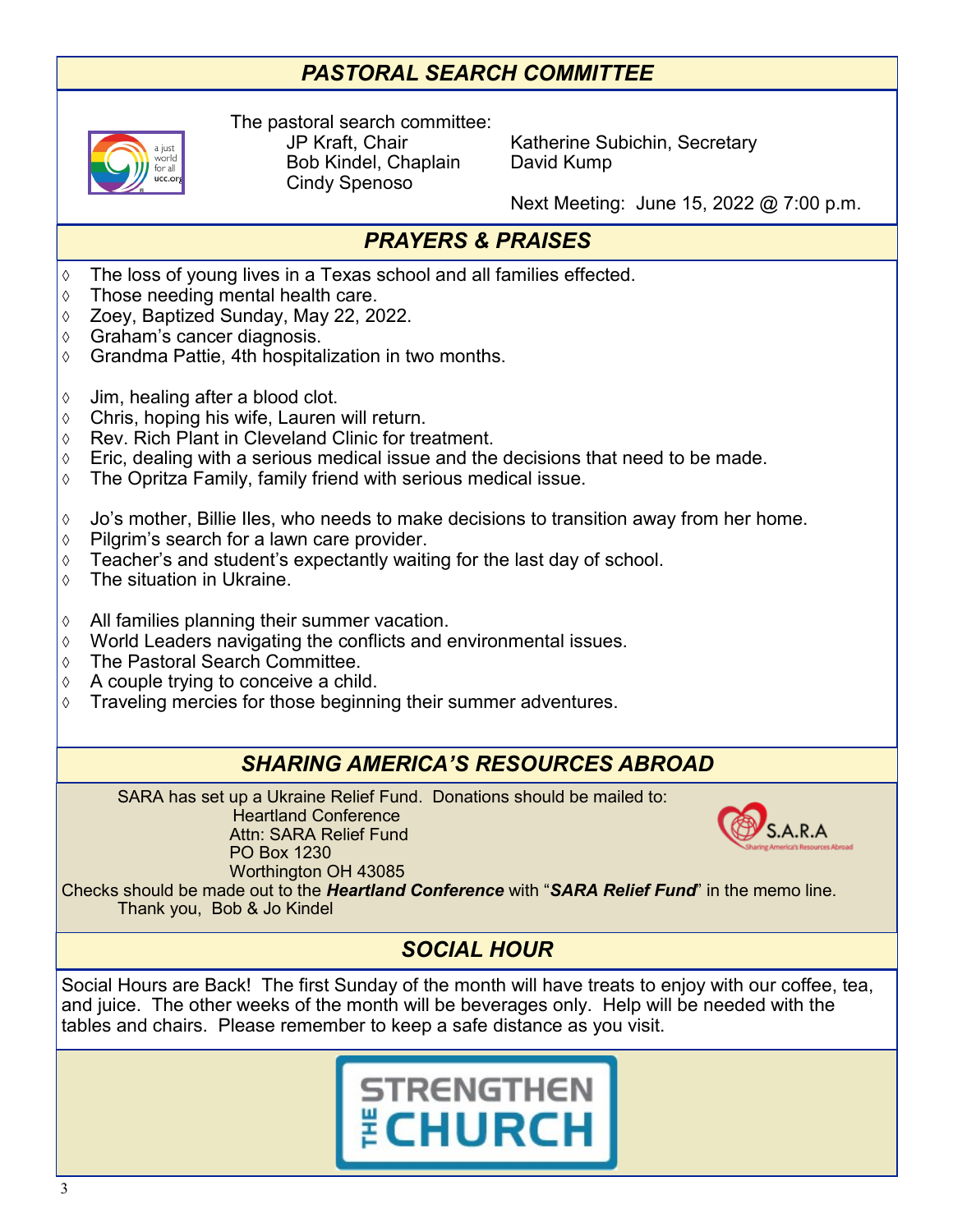## PASTORAL SEARCH COMMITTEE

The pastoral search committee:

JP Kraft, Chair
Bob Kindel, Chaplain
Cindy Spenoso
Katherine Subichin, Secretary
David Kump

Next Meeting: June 15, 2022 @ 7:00 p.m.

## PRAYERS & PRAISES

- The loss of young lives in a Texas school and all families effected.
- Those needing mental health care.
- Zoey, Baptized Sunday, May 22, 2022.
- Graham's cancer diagnosis.
- Grandma Pattie, 4th hospitalization in two months.

- Jim, healing after a blood clot.
- Chris, hoping his wife, Lauren will return.
- Rev. Rich Plant in Cleveland Clinic for treatment.
- Eric, dealing with a serious medical issue and the decisions that need to be made.
- The Opritza Family, family friend with serious medical issue.

- Jo's mother, Billie Iles, who needs to make decisions to transition away from her home.
- Pilgrim's search for a lawn care provider.
- Teacher's and student's expectantly waiting for the last day of school.
- The situation in Ukraine.

- All families planning their summer vacation.
- World Leaders navigating the conflicts and environmental issues.
- The Pastoral Search Committee.
- A couple trying to conceive a child.
- Traveling mercies for those beginning their summer adventures.

## SHARING AMERICA'S RESOURCES ABROAD

SARA has set up a Ukraine Relief Fund. Donations should be mailed to:

Heartland Conference
Attn: SARA Relief Fund
PO Box 1230
Worthington OH 43085

Checks should be made out to the ***Heartland Conference*** with "***SARA Relief Fund***" in the memo line.

Thank you, Bob & Jo Kindel

## SOCIAL HOUR

Social Hours are Back! The first Sunday of the month will have treats to enjoy with our coffee, tea, and juice. The other weeks of the month will be beverages only. Help will be needed with the tables and chairs. Please remember to keep a safe distance as you visit.

STRENGTHEN THE CHURCH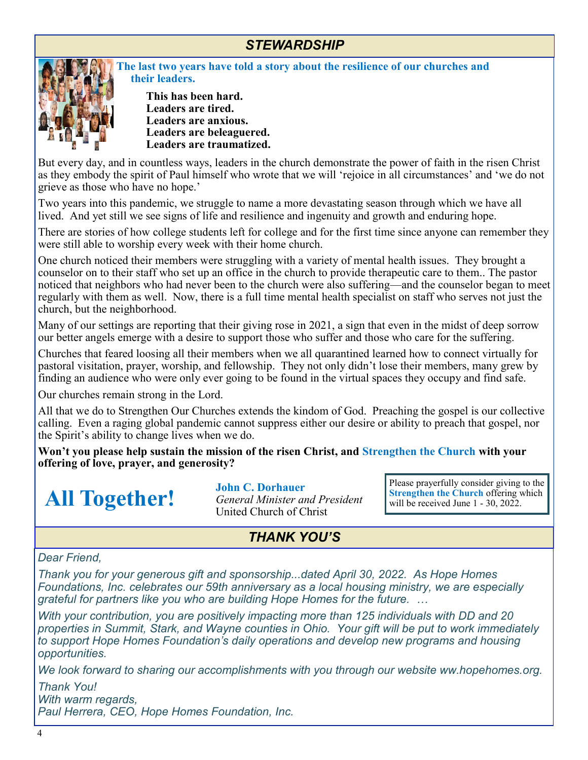## *STEWARDSHIP*

**The last two years have told a story about the resilience of our churches and their leaders.**

**This has been hard.**
**Leaders are tired.**
**Leaders are anxious.**
**Leaders are beleaguered.**
**Leaders are traumatized.**

But every day, and in countless ways, leaders in the church demonstrate the power of faith in the risen Christ as they embody the spirit of Paul himself who wrote that we will 'rejoice in all circumstances' and 'we do not grieve as those who have no hope.'

Two years into this pandemic, we struggle to name a more devastating season through which we have all lived. And yet still we see signs of life and resilience and ingenuity and growth and enduring hope.

There are stories of how college students left for college and for the first time since anyone can remember they were still able to worship every week with their home church.

One church noticed their members were struggling with a variety of mental health issues. They brought a counselor on to their staff who set up an office in the church to provide therapeutic care to them.. The pastor noticed that neighbors who had never been to the church were also suffering—and the counselor began to meet regularly with them as well. Now, there is a full time mental health specialist on staff who serves not just the church, but the neighborhood.

Many of our settings are reporting that their giving rose in 2021, a sign that even in the midst of deep sorrow our better angels emerge with a desire to support those who suffer and those who care for the suffering.

Churches that feared loosing all their members when we all quarantined learned how to connect virtually for pastoral visitation, prayer, worship, and fellowship. They not only didn't lose their members, many grew by finding an audience who were only ever going to be found in the virtual spaces they occupy and find safe.

Our churches remain strong in the Lord.

All that we do to Strengthen Our Churches extends the kindom of God. Preaching the gospel is our collective calling. Even a raging global pandemic cannot suppress either our desire or ability to preach that gospel, nor the Spirit's ability to change lives when we do.

**Won't you please help sustain the mission of the risen Christ, and Strengthen the Church with your offering of love, prayer, and generosity?**

# All Together!

**John C. Dorhauer**
*General Minister and President*
United Church of Christ

> Please prayerfully consider giving to the **Strengthen the Church** offering which will be received June 1 - 30, 2022.

## *THANK YOU'S*

*Dear Friend,*

*Thank you for your generous gift and sponsorship...dated April 30, 2022. As Hope Homes Foundations, Inc. celebrates our 59th anniversary as a local housing ministry, we are especially grateful for partners like you who are building Hope Homes for the future. …*

*With your contribution, you are positively impacting more than 125 individuals with DD and 20 properties in Summit, Stark, and Wayne counties in Ohio. Your gift will be put to work immediately to support Hope Homes Foundation's daily operations and develop new programs and housing opportunities.*

*We look forward to sharing our accomplishments with you through our website ww.hopehomes.org.*

*Thank You!*
*With warm regards,*
*Paul Herrera, CEO, Hope Homes Foundation, Inc.*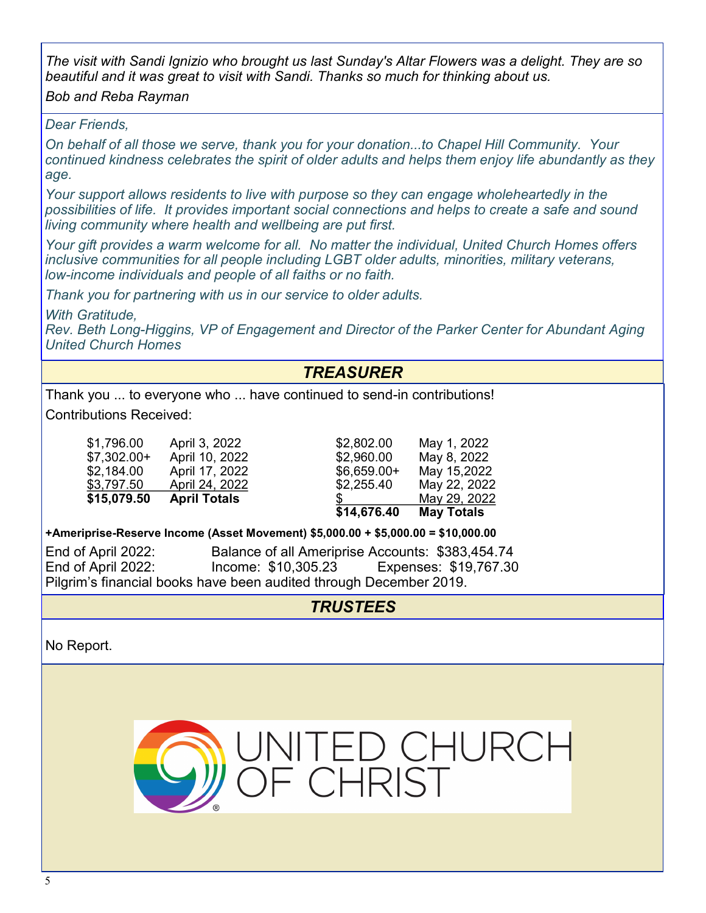*The visit with Sandi Ignizio who brought us last Sunday's Altar Flowers was a delight. They are so beautiful and it was great to visit with Sandi. Thanks so much for thinking about us.*

*Bob and Reba Rayman*

*Dear Friends,*

*On behalf of all those we serve, thank you for your donation...to Chapel Hill Community. Your continued kindness celebrates the spirit of older adults and helps them enjoy life abundantly as they age.*

*Your support allows residents to live with purpose so they can engage wholeheartedly in the possibilities of life. It provides important social connections and helps to create a safe and sound living community where health and wellbeing are put first.*

*Your gift provides a warm welcome for all. No matter the individual, United Church Homes offers inclusive communities for all people including LGBT older adults, minorities, military veterans, low-income individuals and people of all faiths or no faith.*

*Thank you for partnering with us in our service to older adults.*

*With Gratitude,*
*Rev. Beth Long-Higgins, VP of Engagement and Director of the Parker Center for Abundant Aging*
*United Church Homes*

## *TREASURER*

Thank you ... to everyone who ... have continued to send-in contributions!

Contributions Received:

| Amount | Date | Amount | Date |
|---|---|---|---|
| $1,796.00 | April 3, 2022 | $2,802.00 | May 1, 2022 |
| $7,302.00+ | April 10, 2022 | $2,960.00 | May 8, 2022 |
| $2,184.00 | April 17, 2022 | $6,659.00+ | May 15,2022 |
| $3,797.50 | April 24, 2022 | $2,255.40 | May 22, 2022 |
| **$15,079.50** | **April Totals** | $ | May 29, 2022 |
| | | **$14,676.40** | **May Totals** |

**+Ameriprise-Reserve Income (Asset Movement) $5,000.00 + $5,000.00 = $10,000.00**

End of April 2022: Balance of all Ameriprise Accounts: $383,454.74
End of April 2022: Income: $10,305.23 Expenses: $19,767.30
Pilgrim's financial books have been audited through December 2019.

## *TRUSTEES*

No Report.

UNITED CHURCH OF CHRIST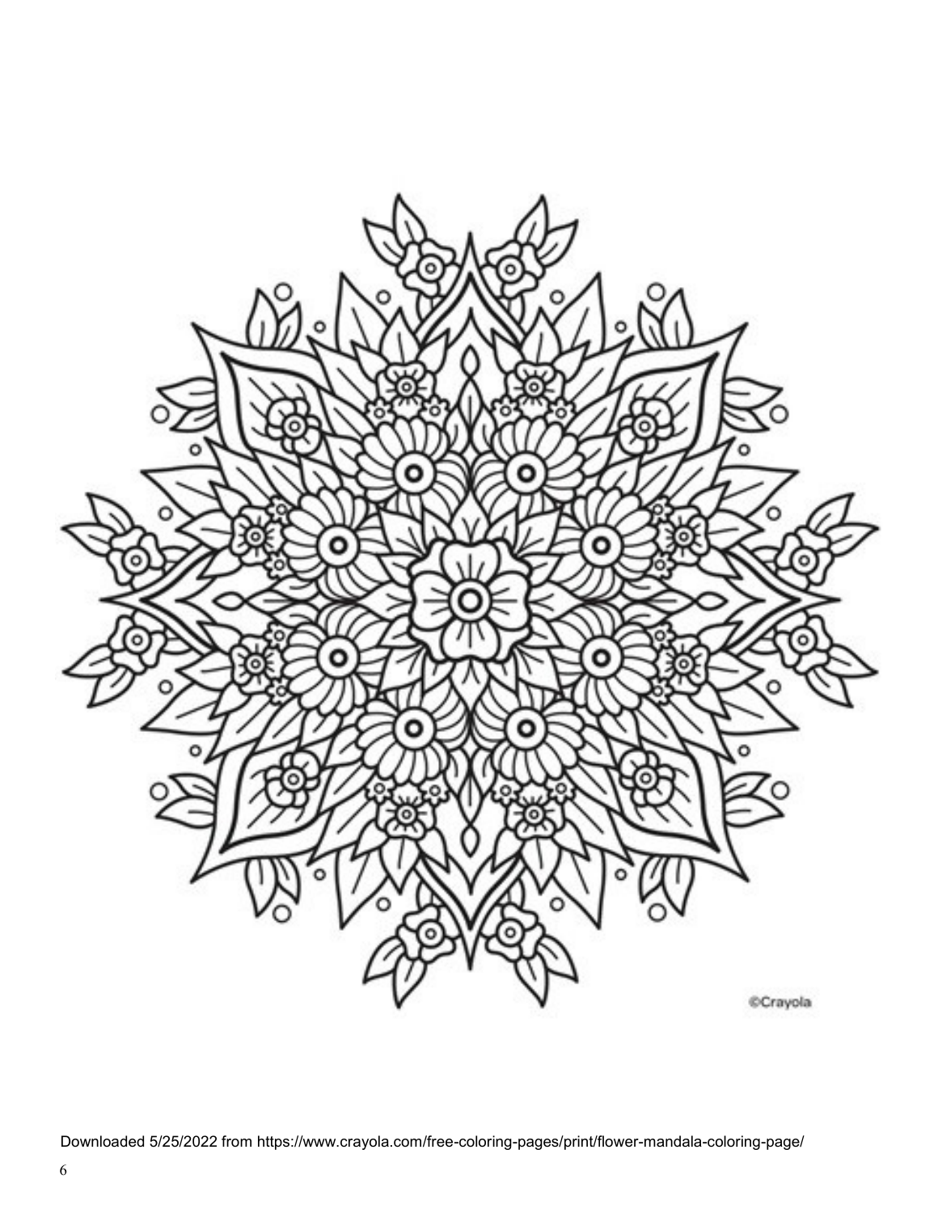©Crayola

Downloaded 5/25/2022 from https://www.crayola.com/free-coloring-pages/print/flower-mandala-coloring-page/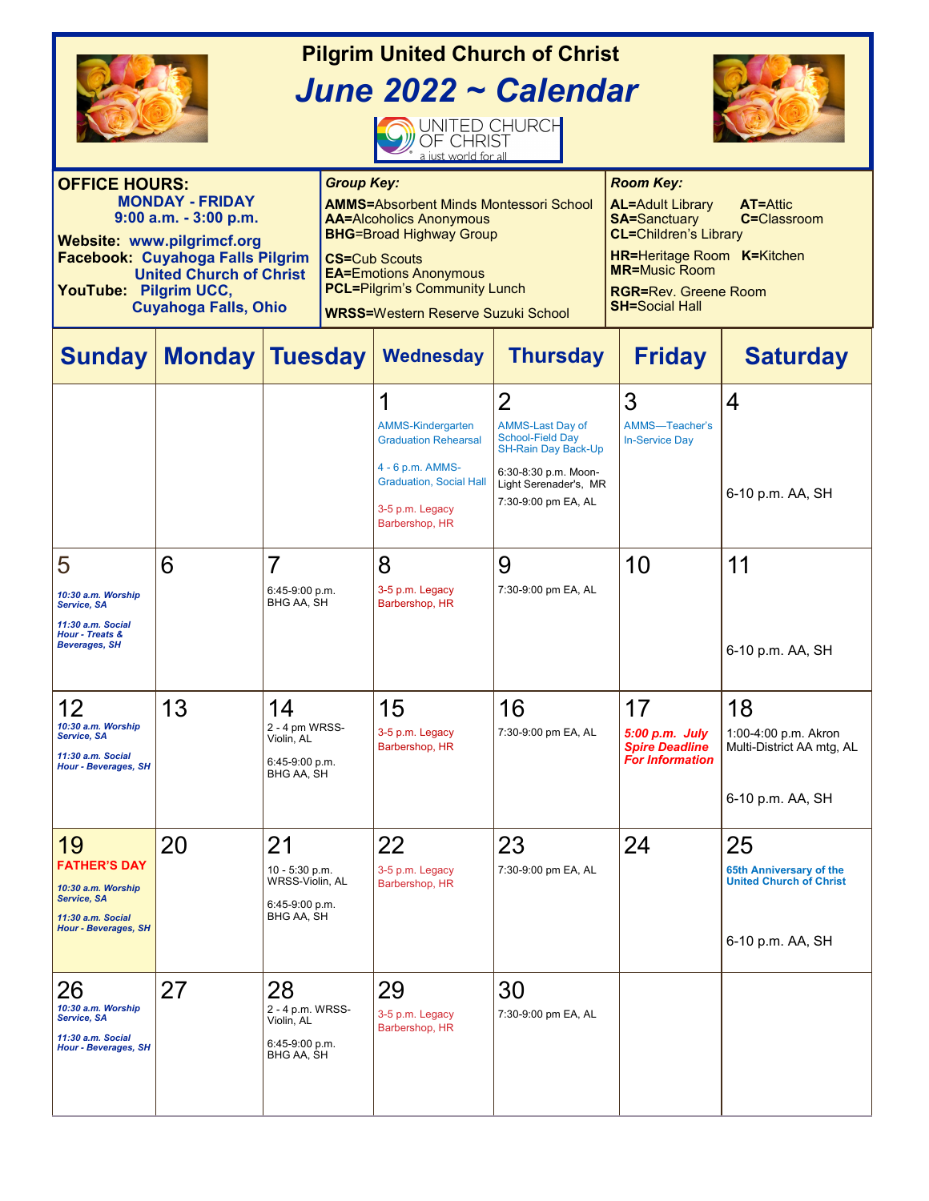# Pilgrim United Church of Christ

## June 2022 ~ Calendar

UNITED CHURCH OF CHRIST
a just world for all

**OFFICE HOURS:**
**MONDAY - FRIDAY**
**9:00 a.m. - 3:00 p.m.**

**Website: www.pilgrimcf.org**
**Facebook: Cuyahoga Falls Pilgrim United Church of Christ**
**YouTube: Pilgrim UCC, Cuyahoga Falls, Ohio**

***Group Key:***
**AMMS**=Absorbent Minds Montessori School
**AA**=Alcoholics Anonymous
**BHG**=Broad Highway Group
**CS**=Cub Scouts
**EA**=Emotions Anonymous
**PCL**=Pilgrim's Community Lunch
**WRSS**=Western Reserve Suzuki School

***Room Key:***
**AL**=Adult Library **AT**=Attic
**SA**=Sanctuary **C**=Classroom
**CL**=Children's Library
**HR**=Heritage Room **K**=Kitchen
**MR**=Music Room
**RGR**=Rev. Greene Room
**SH**=Social Hall

| Sunday | Monday | Tuesday | Wednesday | Thursday | Friday | Saturday |
|---|---|---|---|---|---|---|
| | | | 1<br>AMMS-Kindergarten Graduation Rehearsal<br>4 - 6 p.m. AMMS-Graduation, Social Hall<br>3-5 p.m. Legacy Barbershop, HR | 2<br>AMMS-Last Day of School-Field Day<br>SH-Rain Day Back-Up<br>6:30-8:30 p.m. Moon-Light Serenader's, MR<br>7:30-9:00 pm EA, AL | 3<br>AMMS—Teacher's In-Service Day | 4<br>6-10 p.m. AA, SH |
| 5<br>*10:30 a.m. Worship Service, SA*<br>*11:30 a.m. Social Hour - Treats & Beverages, SH* | 6 | 7<br>6:45-9:00 p.m. BHG AA, SH | 8<br>3-5 p.m. Legacy Barbershop, HR | 9<br>7:30-9:00 pm EA, AL | 10 | 11<br>6-10 p.m. AA, SH |
| 12<br>*10:30 a.m. Worship Service, SA*<br>*11:30 a.m. Social Hour - Beverages, SH* | 13 | 14<br>2 - 4 pm WRSS-Violin, AL<br>6:45-9:00 p.m. BHG AA, SH | 15<br>3-5 p.m. Legacy Barbershop, HR | 16<br>7:30-9:00 pm EA, AL | 17<br>***5:00 p.m. July Spire Deadline For Information*** | 18<br>1:00-4:00 p.m. Akron Multi-District AA mtg, AL<br>6-10 p.m. AA, SH |
| 19<br>**FATHER'S DAY**<br>*10:30 a.m. Worship Service, SA*<br>*11:30 a.m. Social Hour - Beverages, SH* | 20 | 21<br>10 - 5:30 p.m. WRSS-Violin, AL<br>6:45-9:00 p.m. BHG AA, SH | 22<br>3-5 p.m. Legacy Barbershop, HR | 23<br>7:30-9:00 pm EA, AL | 24 | 25<br>**65th Anniversary of the United Church of Christ**<br>6-10 p.m. AA, SH |
| 26<br>*10:30 a.m. Worship Service, SA*<br>*11:30 a.m. Social Hour - Beverages, SH* | 27 | 28<br>2 - 4 p.m. WRSS-Violin, AL<br>6:45-9:00 p.m. BHG AA, SH | 29<br>3-5 p.m. Legacy Barbershop, HR | 30<br>7:30-9:00 pm EA, AL | | |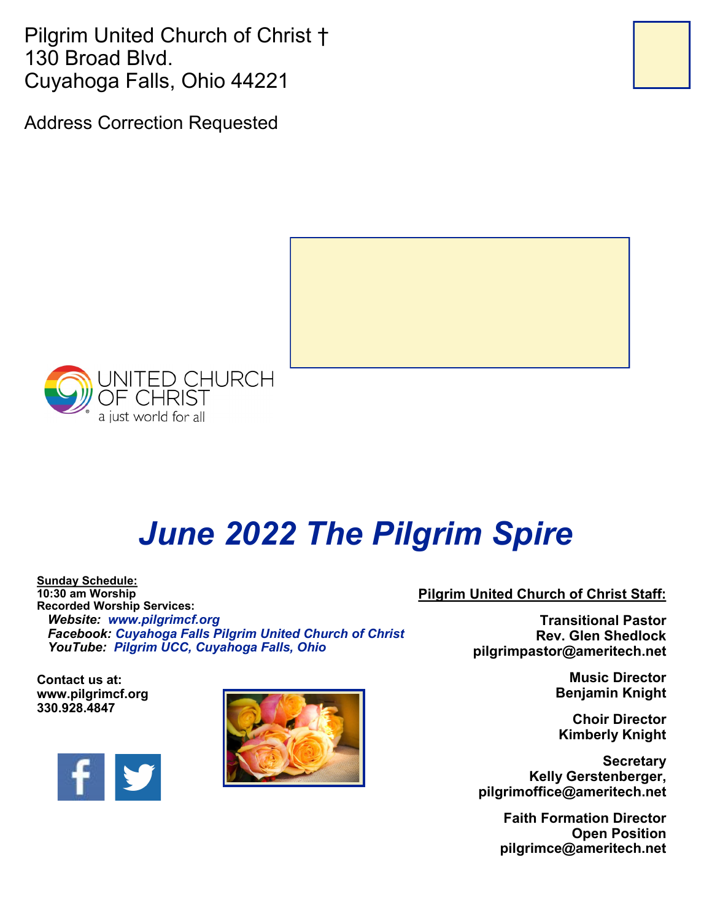Pilgrim United Church of Christ †
130 Broad Blvd.
Cuyahoga Falls, Ohio 44221

Address Correction Requested

UNITED CHURCH OF CHRIST
a just world for all

# *June 2022 The Pilgrim Spire*

**Sunday Schedule:**
**10:30 am Worship**
**Recorded Worship Services:**
***Website: www.pilgrimcf.org***
***Facebook: Cuyahoga Falls Pilgrim United Church of Christ***
***YouTube: Pilgrim UCC, Cuyahoga Falls, Ohio***

**Contact us at:**
**www.pilgrimcf.org**
**330.928.4847**

**Pilgrim United Church of Christ Staff:**

**Transitional Pastor**
**Rev. Glen Shedlock**
**pilgrimpastor@ameritech.net**

**Music Director**
**Benjamin Knight**

**Choir Director**
**Kimberly Knight**

**Secretary**
**Kelly Gerstenberger,**
**pilgrimoffice@ameritech.net**

**Faith Formation Director**
**Open Position**
**pilgrimce@ameritech.net**